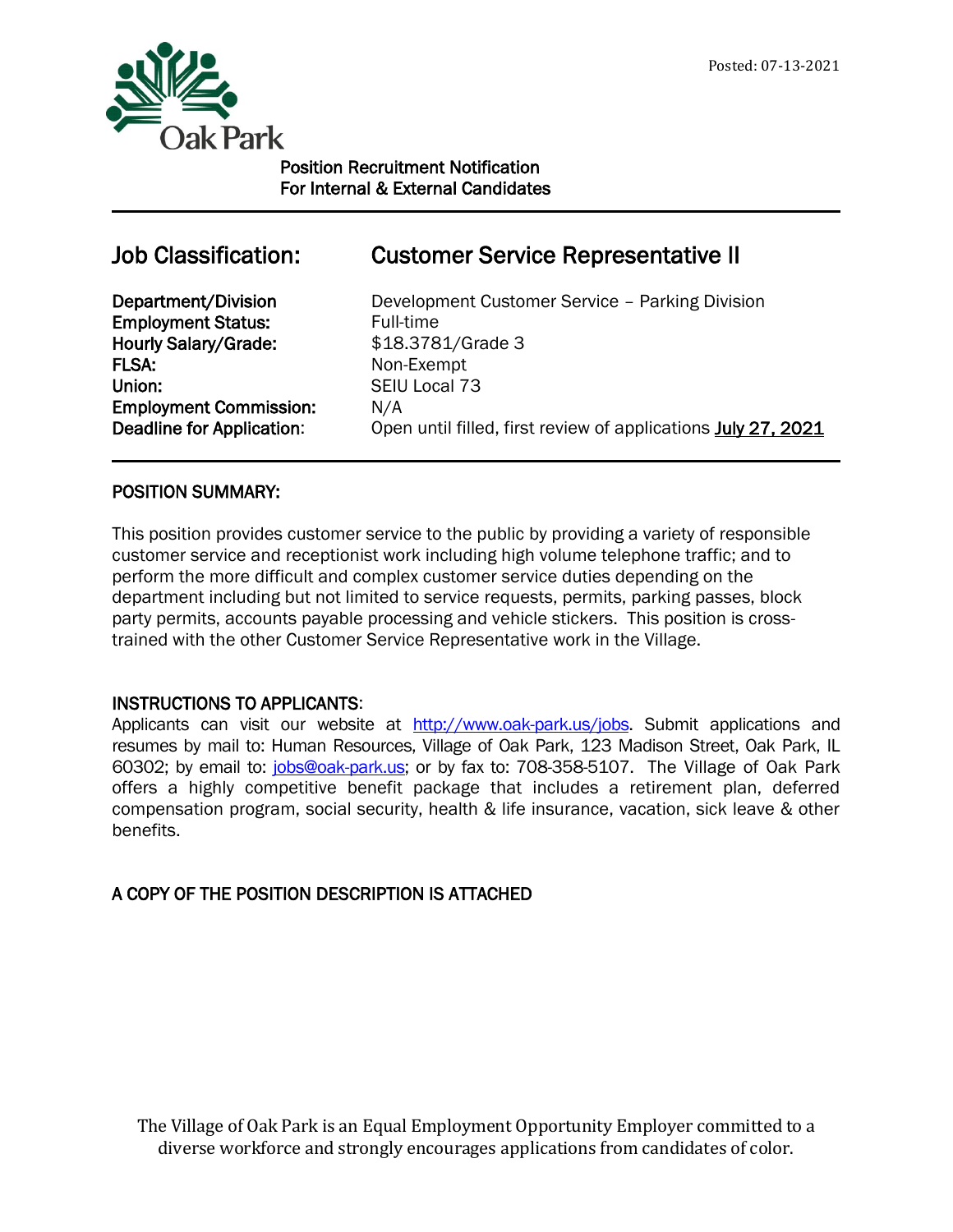Posted: 07-13-2021

Oak Park

Position Recruitment Notification
For Internal & External Candidates

## Job Classification: Customer Service Representative II

| | |
|---|---|
| **Department/Division** | Development Customer Service – Parking Division |
| **Employment Status:** | Full-time |
| **Hourly Salary/Grade:** | $18.3781/Grade 3 |
| **FLSA:** | Non-Exempt |
| **Union:** | SEIU Local 73 |
| **Employment Commission:** | N/A |
| **Deadline for Application:** | Open until filled, first review of applications **July 27, 2021** |

### POSITION SUMMARY:

This position provides customer service to the public by providing a variety of responsible customer service and receptionist work including high volume telephone traffic; and to perform the more difficult and complex customer service duties depending on the department including but not limited to service requests, permits, parking passes, block party permits, accounts payable processing and vehicle stickers. This position is cross-trained with the other Customer Service Representative work in the Village.

### INSTRUCTIONS TO APPLICANTS:

Applicants can visit our website at http://www.oak-park.us/jobs. Submit applications and resumes by mail to: Human Resources, Village of Oak Park, 123 Madison Street, Oak Park, IL 60302; by email to: jobs@oak-park.us; or by fax to: 708-358-5107. The Village of Oak Park offers a highly competitive benefit package that includes a retirement plan, deferred compensation program, social security, health & life insurance, vacation, sick leave & other benefits.

### A COPY OF THE POSITION DESCRIPTION IS ATTACHED

The Village of Oak Park is an Equal Employment Opportunity Employer committed to a diverse workforce and strongly encourages applications from candidates of color.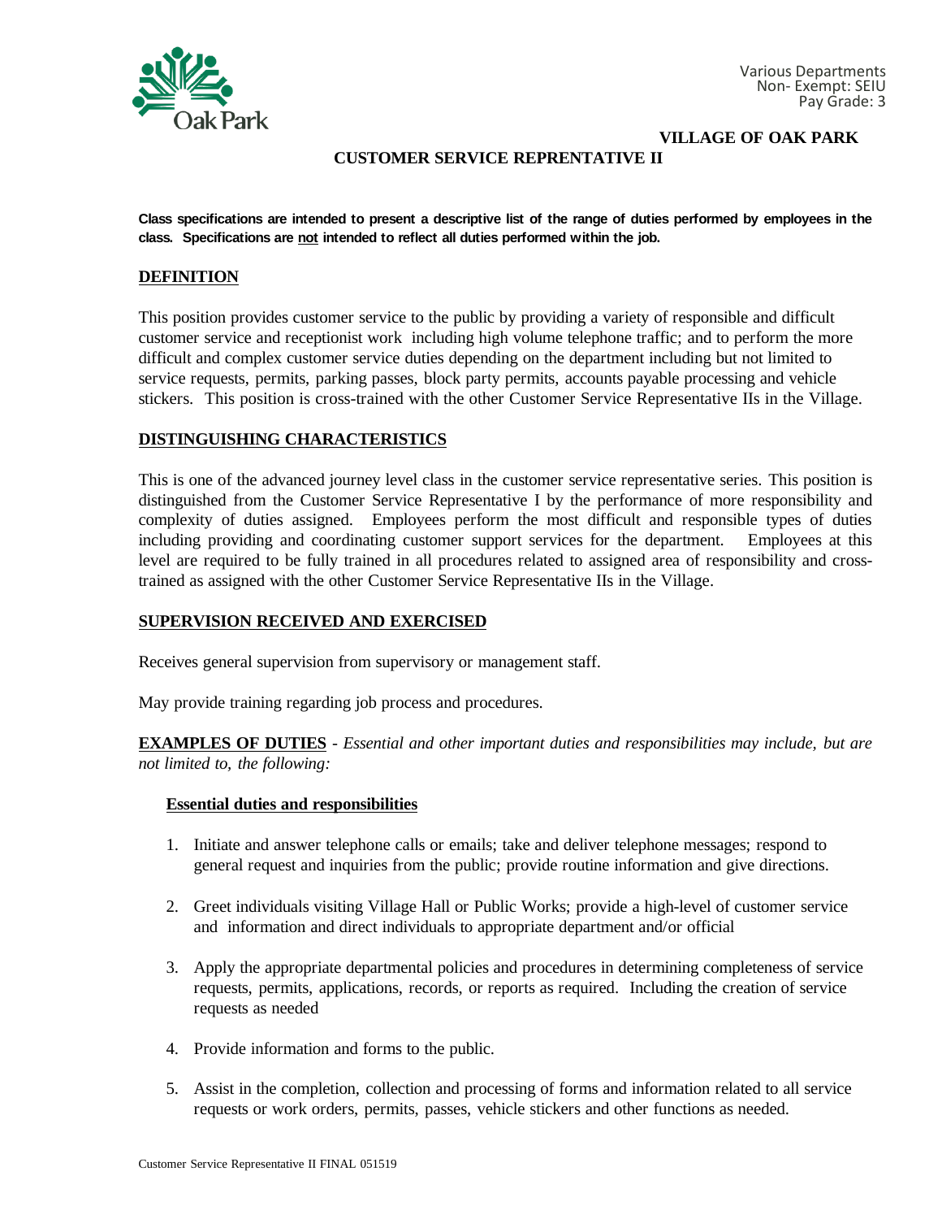Various Departments
Non- Exempt: SEIU
Pay Grade: 3

**VILLAGE OF OAK PARK**

**CUSTOMER SERVICE REPRENTATIVE II**

**Class specifications are intended to present a descriptive list of the range of duties performed by employees in the class. Specifications are not intended to reflect all duties performed within the job.**

## DEFINITION

This position provides customer service to the public by providing a variety of responsible and difficult customer service and receptionist work including high volume telephone traffic; and to perform the more difficult and complex customer service duties depending on the department including but not limited to service requests, permits, parking passes, block party permits, accounts payable processing and vehicle stickers. This position is cross-trained with the other Customer Service Representative IIs in the Village.

## DISTINGUISHING CHARACTERISTICS

This is one of the advanced journey level class in the customer service representative series. This position is distinguished from the Customer Service Representative I by the performance of more responsibility and complexity of duties assigned. Employees perform the most difficult and responsible types of duties including providing and coordinating customer support services for the department. Employees at this level are required to be fully trained in all procedures related to assigned area of responsibility and cross-trained as assigned with the other Customer Service Representative IIs in the Village.

## SUPERVISION RECEIVED AND EXERCISED

Receives general supervision from supervisory or management staff.

May provide training regarding job process and procedures.

**EXAMPLES OF DUTIES** - *Essential and other important duties and responsibilities may include, but are not limited to, the following:*

### Essential duties and responsibilities

1. Initiate and answer telephone calls or emails; take and deliver telephone messages; respond to general request and inquiries from the public; provide routine information and give directions.
2. Greet individuals visiting Village Hall or Public Works; provide a high-level of customer service and information and direct individuals to appropriate department and/or official
3. Apply the appropriate departmental policies and procedures in determining completeness of service requests, permits, applications, records, or reports as required. Including the creation of service requests as needed
4. Provide information and forms to the public.
5. Assist in the completion, collection and processing of forms and information related to all service requests or work orders, permits, passes, vehicle stickers and other functions as needed.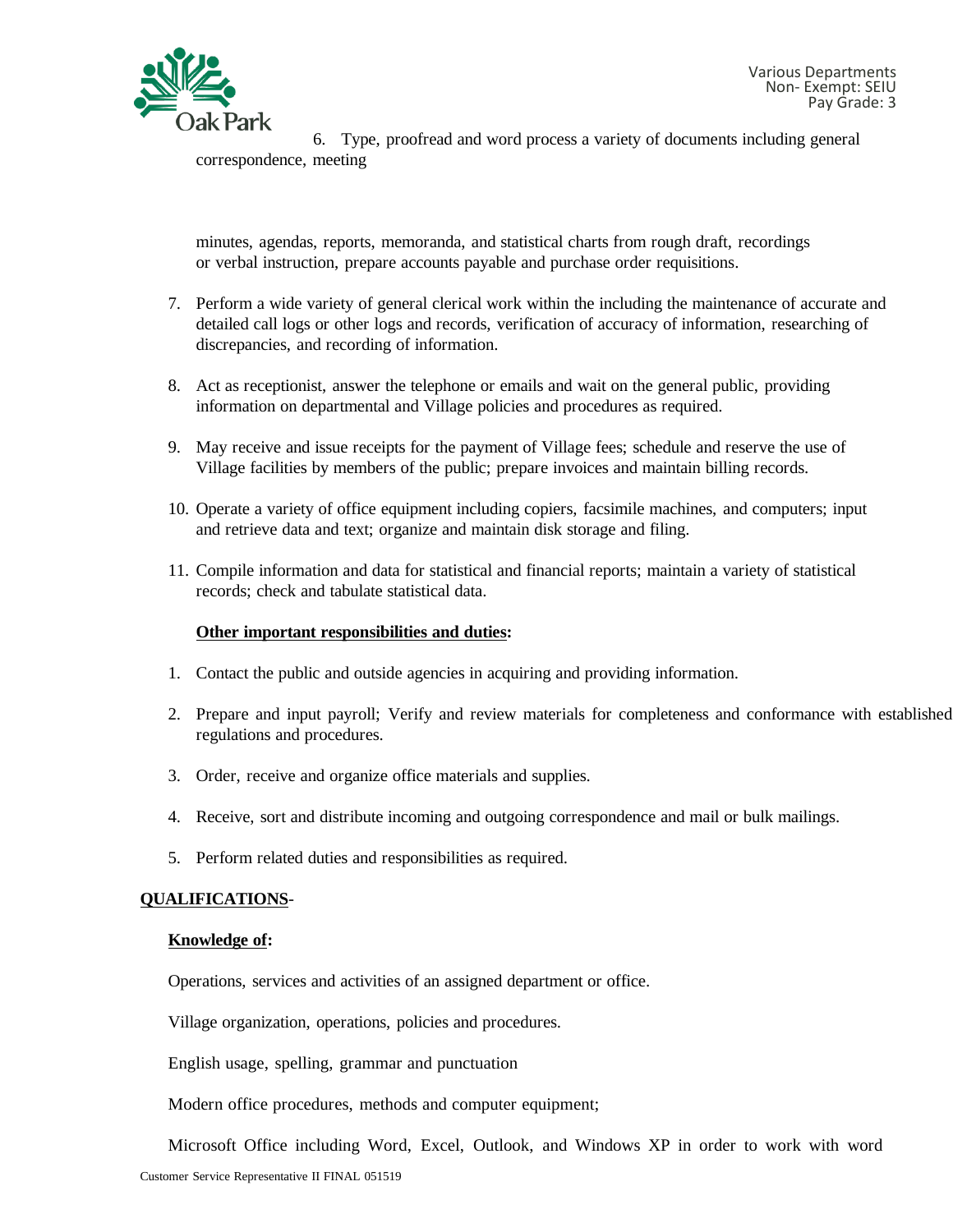6. Type, proofread and word process a variety of documents including general correspondence, meeting minutes, agendas, reports, memoranda, and statistical charts from rough draft, recordings or verbal instruction, prepare accounts payable and purchase order requisitions.

7. Perform a wide variety of general clerical work within the including the maintenance of accurate and detailed call logs or other logs and records, verification of accuracy of information, researching of discrepancies, and recording of information.

8. Act as receptionist, answer the telephone or emails and wait on the general public, providing information on departmental and Village policies and procedures as required.

9. May receive and issue receipts for the payment of Village fees; schedule and reserve the use of Village facilities by members of the public; prepare invoices and maintain billing records.

10. Operate a variety of office equipment including copiers, facsimile machines, and computers; input and retrieve data and text; organize and maintain disk storage and filing.

11. Compile information and data for statistical and financial reports; maintain a variety of statistical records; check and tabulate statistical data.

**Other important responsibilities and duties:**

1. Contact the public and outside agencies in acquiring and providing information.

2. Prepare and input payroll; Verify and review materials for completeness and conformance with established regulations and procedures.

3. Order, receive and organize office materials and supplies.

4. Receive, sort and distribute incoming and outgoing correspondence and mail or bulk mailings.

5. Perform related duties and responsibilities as required.

## QUALIFICATIONS-

**Knowledge of:**

Operations, services and activities of an assigned department or office.

Village organization, operations, policies and procedures.

English usage, spelling, grammar and punctuation

Modern office procedures, methods and computer equipment;

Microsoft Office including Word, Excel, Outlook, and Windows XP in order to work with word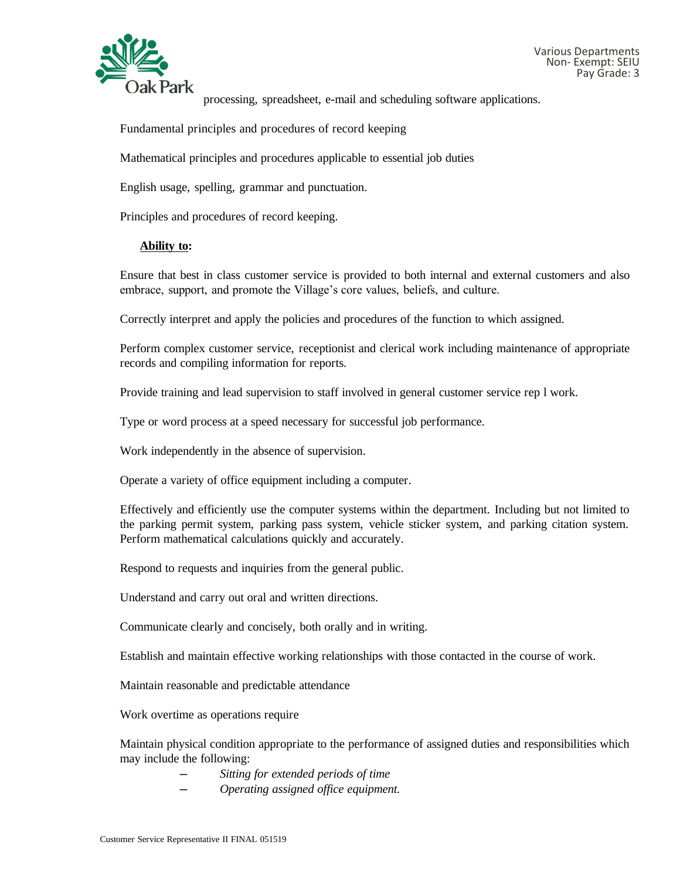processing, spreadsheet, e-mail and scheduling software applications.

Fundamental principles and procedures of record keeping

Mathematical principles and procedures applicable to essential job duties

English usage, spelling, grammar and punctuation.

Principles and procedures of record keeping.

**Ability to:**

Ensure that best in class customer service is provided to both internal and external customers and also embrace, support, and promote the Village's core values, beliefs, and culture.

Correctly interpret and apply the policies and procedures of the function to which assigned.

Perform complex customer service, receptionist and clerical work including maintenance of appropriate records and compiling information for reports.

Provide training and lead supervision to staff involved in general customer service rep l work.

Type or word process at a speed necessary for successful job performance.

Work independently in the absence of supervision.

Operate a variety of office equipment including a computer.

Effectively and efficiently use the computer systems within the department. Including but not limited to the parking permit system, parking pass system, vehicle sticker system, and parking citation system. Perform mathematical calculations quickly and accurately.

Respond to requests and inquiries from the general public.

Understand and carry out oral and written directions.

Communicate clearly and concisely, both orally and in writing.

Establish and maintain effective working relationships with those contacted in the course of work.

Maintain reasonable and predictable attendance

Work overtime as operations require

Maintain physical condition appropriate to the performance of assigned duties and responsibilities which may include the following:

- *Sitting for extended periods of time*
- *Operating assigned office equipment.*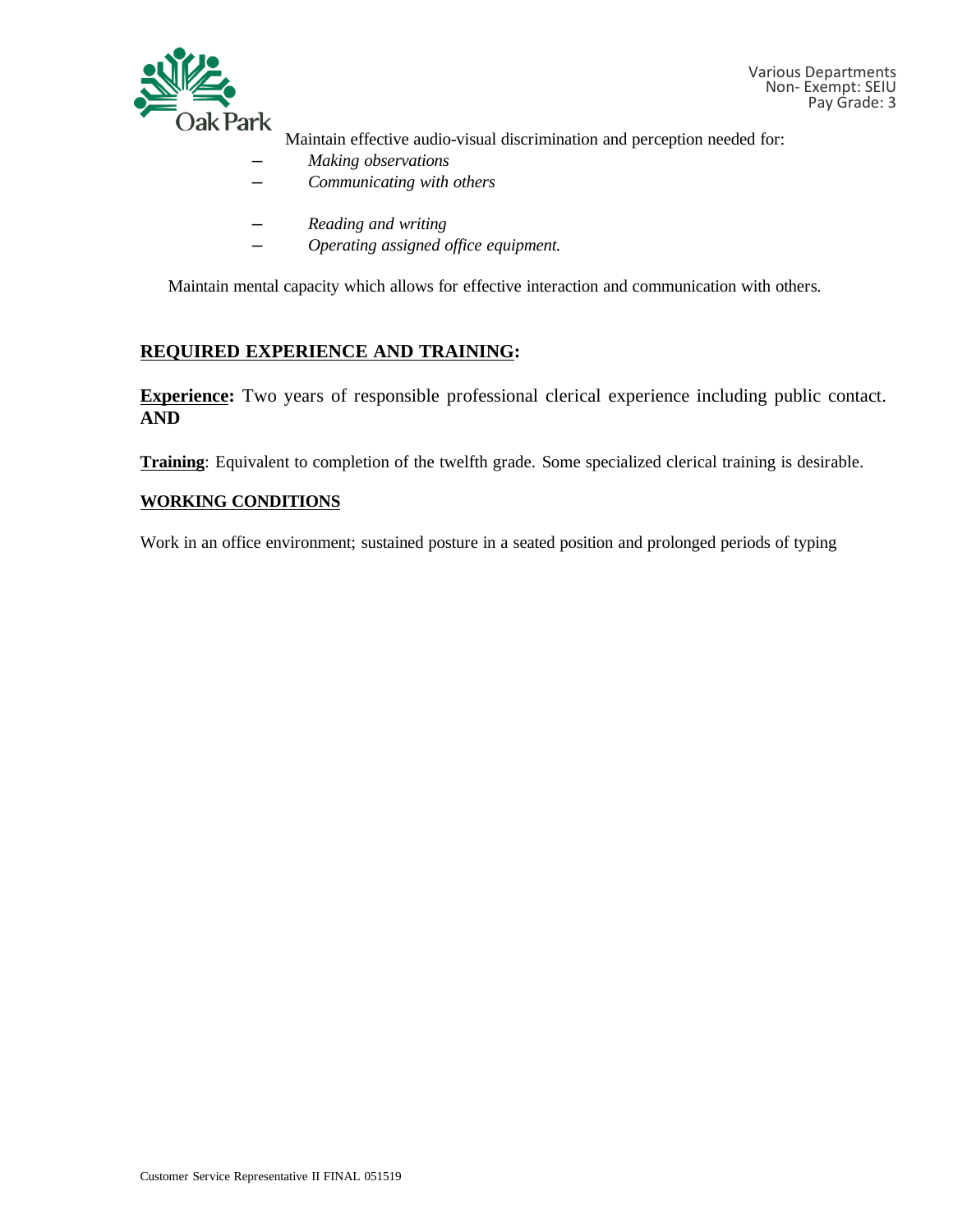Maintain effective audio-visual discrimination and perception needed for:

- *Making observations*
- *Communicating with others*
- *Reading and writing*
- *Operating assigned office equipment.*

Maintain mental capacity which allows for effective interaction and communication with others.

## REQUIRED EXPERIENCE AND TRAINING:

**Experience:** Two years of responsible professional clerical experience including public contact. **AND**

**Training**: Equivalent to completion of the twelfth grade. Some specialized clerical training is desirable.

### WORKING CONDITIONS

Work in an office environment; sustained posture in a seated position and prolonged periods of typing